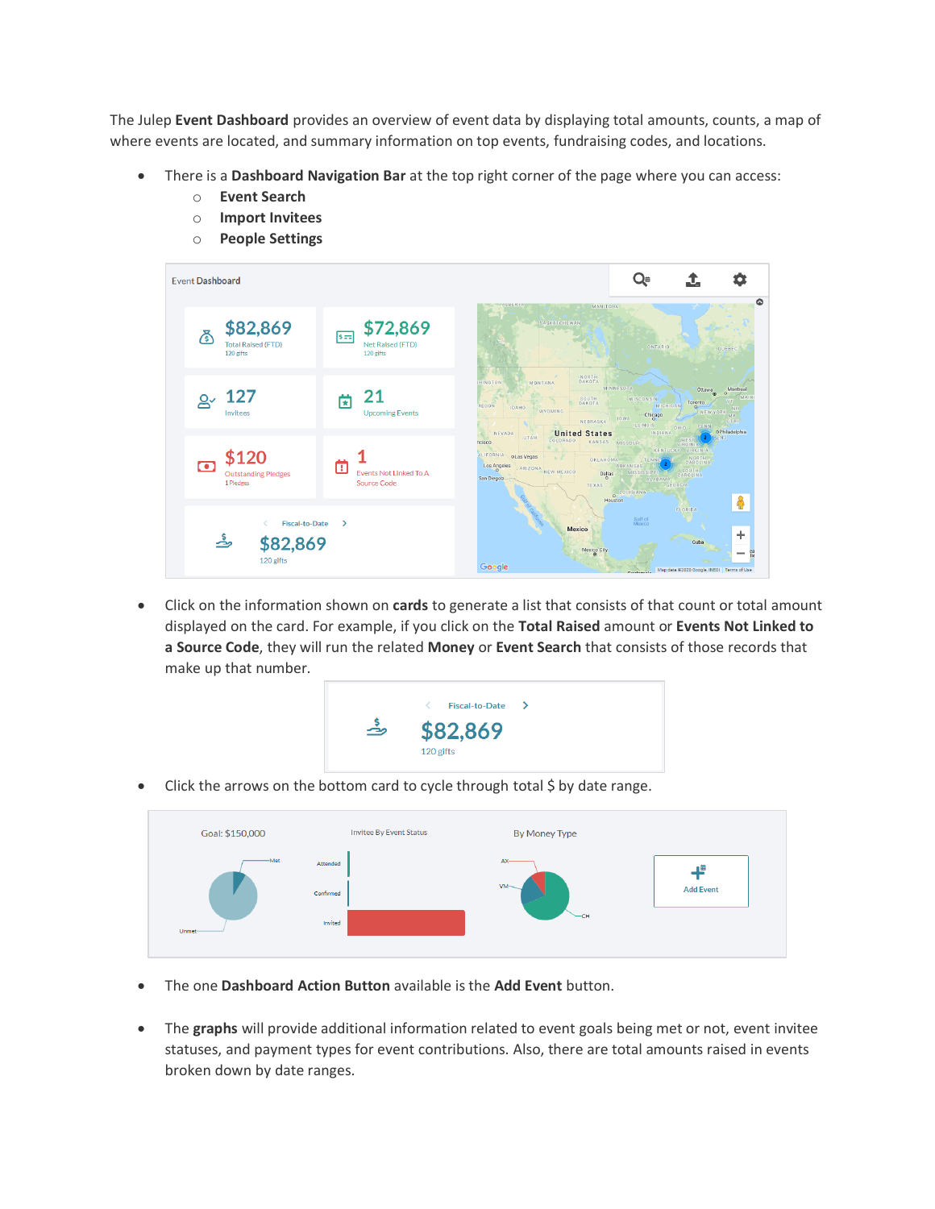The Julep **Event Dashboard** provides an overview of event data by displaying total amounts, counts, a map of where events are located, and summary information on top events, fundraising codes, and locations.

- There is a **Dashboard Navigation Bar** at the top right corner of the page where you can access:
  - **Event Search**
  - **Import Invitees**
  - **People Settings**

- Click on the information shown on **cards** to generate a list that consists of that count or total amount displayed on the card. For example, if you click on the **Total Raised** amount or **Events Not Linked to a Source Code**, they will run the related **Money** or **Event Search** that consists of those records that make up that number.

- Click the arrows on the bottom card to cycle through total $ by date range.

- The one **Dashboard Action Button** available is the **Add Event** button.

- The **graphs** will provide additional information related to event goals being met or not, event invitee statuses, and payment types for event contributions. Also, there are total amounts raised in events broken down by date ranges.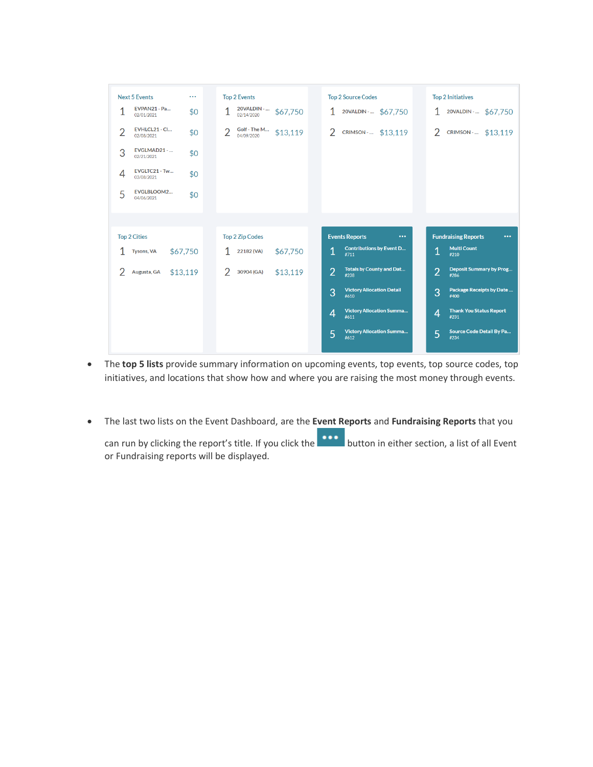Next 5 Events

1 EVPAN21 - Pa... 02/01/2021 $0

2 EVHLCL21 - Cl... 02/08/2021 $0

3 EVGLMAD21 - ... 02/21/2021 $0

4 EVGLTC21 - Tw... 03/08/2021 $0

5 EVGLBLOOM2... 04/06/2021 $0

Top 2 Events

1 20VALDIN - ... 02/14/2020 $67,750

2 Golf - The M... 04/09/2020 $13,119

Top 2 Source Codes

1 20VALDIN - ... $67,750

2 CRIMSON - ... $13,119

Top 2 Initiatives

1 20VALDIN - ... $67,750

2 CRIMSON - ... $13,119

Top 2 Cities

1 Tysons, VA $67,750

2 Augusta, GA $13,119

Top 2 Zip Codes

1 22182 (VA) $67,750

2 30904 (GA) $13,119

Events Reports

1 Contributions by Event D... #711

2 Totals by County and Dat... #238

3 Victory Allocation Detail #610

4 Victory Allocation Summa... #611

5 Victory Allocation Summa... #612

Fundraising Reports

1 Multi Count #210

2 Deposit Summary by Prog... #286

3 Package Receipts by Date ... #400

4 Thank You Status Report #231

5 Source Code Detail By Pa... #234

- The **top 5 lists** provide summary information on upcoming events, top events, top source codes, top initiatives, and locations that show how and where you are raising the most money through events.

- The last two lists on the Event Dashboard, are the **Event Reports** and **Fundraising Reports** that you can run by clicking the report's title. If you click the ••• button in either section, a list of all Event or Fundraising reports will be displayed.